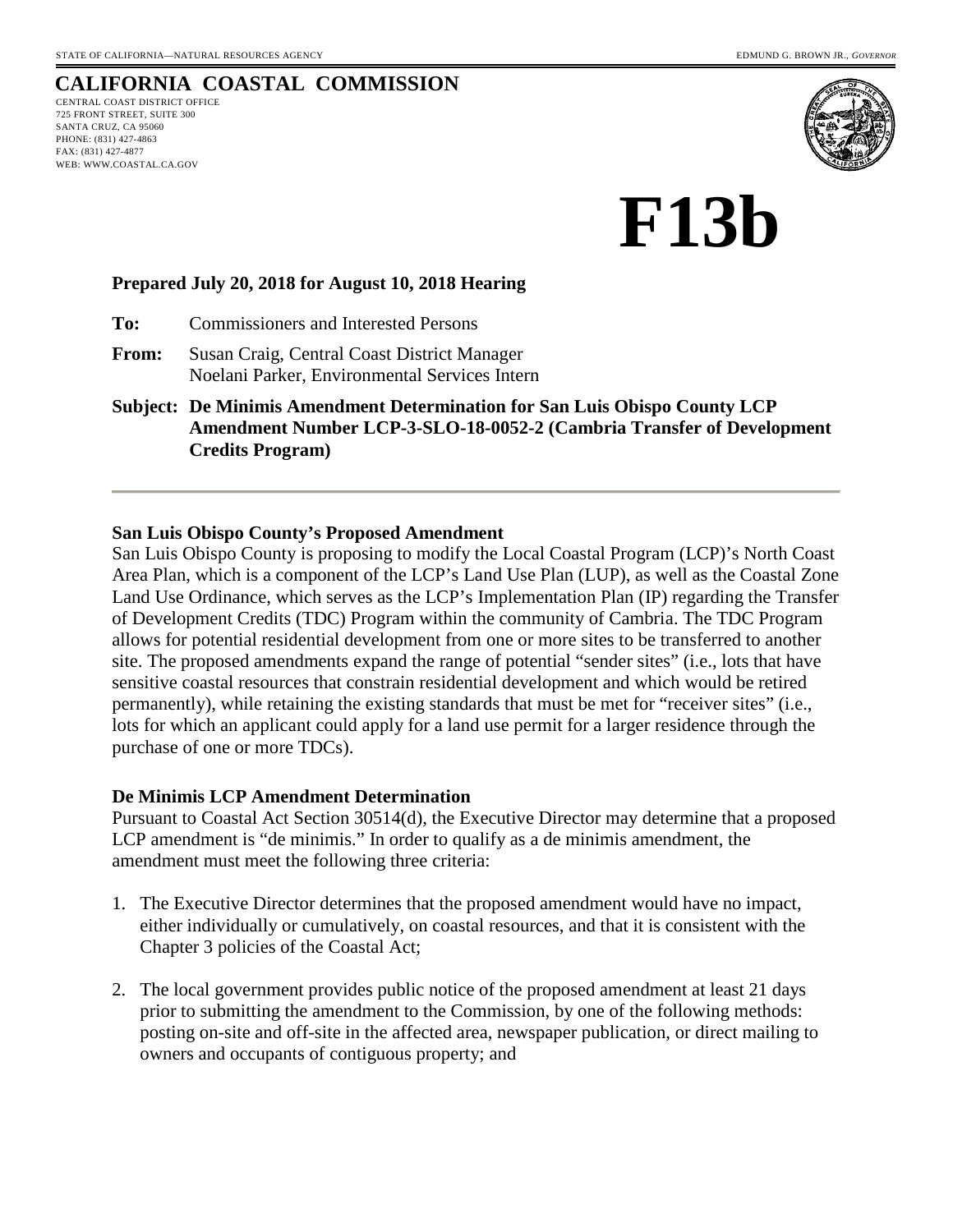STATE OF CALIFORNIA—NATURAL RESOURCES AGENCY EDMUND G. BROWN JR., *GOVERNOR*

# CALIFORNIA COASTAL COMMISSION

CENTRAL COAST DISTRICT OFFICE
725 FRONT STREET, SUITE 300
SANTA CRUZ, CA 95060
PHONE: (831) 427-4863
FAX: (831) 427-4877
WEB: WWW.COASTAL.CA.GOV

# F13b

**Prepared July 20, 2018 for August 10, 2018 Hearing**

**To:** Commissioners and Interested Persons

**From:** Susan Craig, Central Coast District Manager
Noelani Parker, Environmental Services Intern

**Subject: De Minimis Amendment Determination for San Luis Obispo County LCP Amendment Number LCP-3-SLO-18-0052-2 (Cambria Transfer of Development Credits Program)**

---

**San Luis Obispo County's Proposed Amendment**

San Luis Obispo County is proposing to modify the Local Coastal Program (LCP)'s North Coast Area Plan, which is a component of the LCP's Land Use Plan (LUP), as well as the Coastal Zone Land Use Ordinance, which serves as the LCP's Implementation Plan (IP) regarding the Transfer of Development Credits (TDC) Program within the community of Cambria. The TDC Program allows for potential residential development from one or more sites to be transferred to another site. The proposed amendments expand the range of potential "sender sites" (i.e., lots that have sensitive coastal resources that constrain residential development and which would be retired permanently), while retaining the existing standards that must be met for "receiver sites" (i.e., lots for which an applicant could apply for a land use permit for a larger residence through the purchase of one or more TDCs).

**De Minimis LCP Amendment Determination**

Pursuant to Coastal Act Section 30514(d), the Executive Director may determine that a proposed LCP amendment is "de minimis." In order to qualify as a de minimis amendment, the amendment must meet the following three criteria:

1. The Executive Director determines that the proposed amendment would have no impact, either individually or cumulatively, on coastal resources, and that it is consistent with the Chapter 3 policies of the Coastal Act;

2. The local government provides public notice of the proposed amendment at least 21 days prior to submitting the amendment to the Commission, by one of the following methods: posting on-site and off-site in the affected area, newspaper publication, or direct mailing to owners and occupants of contiguous property; and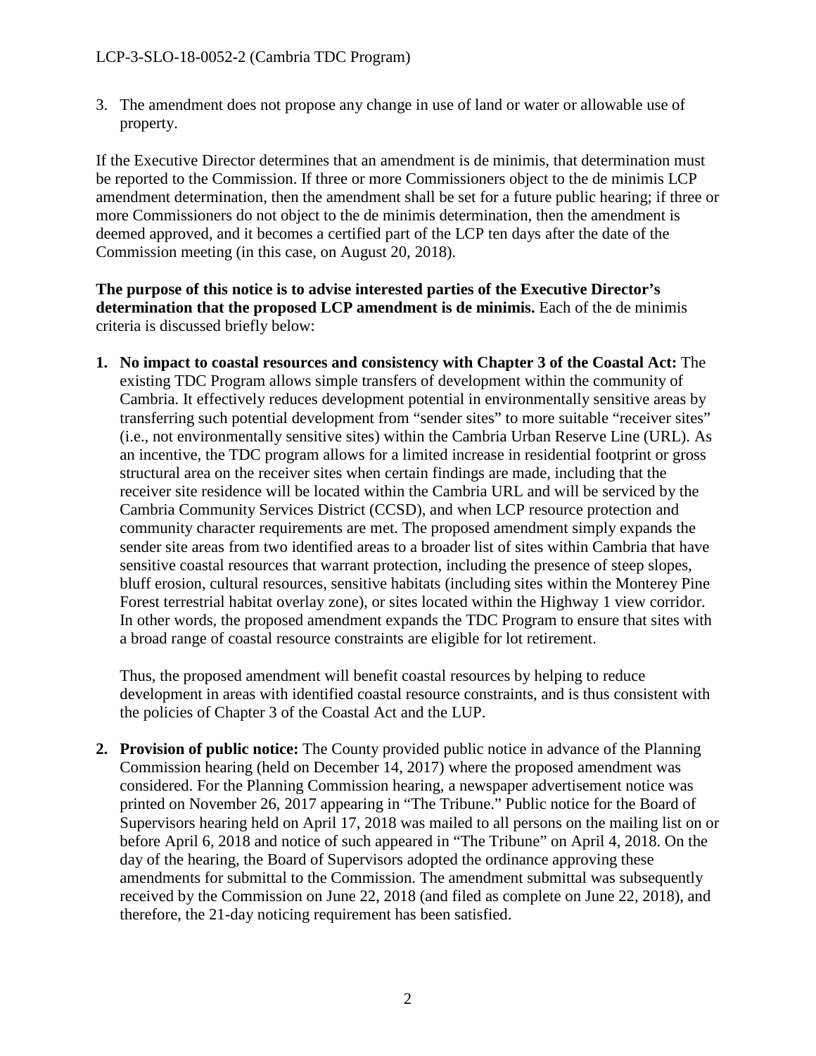3. The amendment does not propose any change in use of land or water or allowable use of property.

If the Executive Director determines that an amendment is de minimis, that determination must be reported to the Commission. If three or more Commissioners object to the de minimis LCP amendment determination, then the amendment shall be set for a future public hearing; if three or more Commissioners do not object to the de minimis determination, then the amendment is deemed approved, and it becomes a certified part of the LCP ten days after the date of the Commission meeting (in this case, on August 20, 2018).

**The purpose of this notice is to advise interested parties of the Executive Director's determination that the proposed LCP amendment is de minimis.** Each of the de minimis criteria is discussed briefly below:

1. **No impact to coastal resources and consistency with Chapter 3 of the Coastal Act:** The existing TDC Program allows simple transfers of development within the community of Cambria. It effectively reduces development potential in environmentally sensitive areas by transferring such potential development from "sender sites" to more suitable "receiver sites" (i.e., not environmentally sensitive sites) within the Cambria Urban Reserve Line (URL). As an incentive, the TDC program allows for a limited increase in residential footprint or gross structural area on the receiver sites when certain findings are made, including that the receiver site residence will be located within the Cambria URL and will be serviced by the Cambria Community Services District (CCSD), and when LCP resource protection and community character requirements are met. The proposed amendment simply expands the sender site areas from two identified areas to a broader list of sites within Cambria that have sensitive coastal resources that warrant protection, including the presence of steep slopes, bluff erosion, cultural resources, sensitive habitats (including sites within the Monterey Pine Forest terrestrial habitat overlay zone), or sites located within the Highway 1 view corridor. In other words, the proposed amendment expands the TDC Program to ensure that sites with a broad range of coastal resource constraints are eligible for lot retirement.

   Thus, the proposed amendment will benefit coastal resources by helping to reduce development in areas with identified coastal resource constraints, and is thus consistent with the policies of Chapter 3 of the Coastal Act and the LUP.

2. **Provision of public notice:** The County provided public notice in advance of the Planning Commission hearing (held on December 14, 2017) where the proposed amendment was considered. For the Planning Commission hearing, a newspaper advertisement notice was printed on November 26, 2017 appearing in "The Tribune." Public notice for the Board of Supervisors hearing held on April 17, 2018 was mailed to all persons on the mailing list on or before April 6, 2018 and notice of such appeared in "The Tribune" on April 4, 2018. On the day of the hearing, the Board of Supervisors adopted the ordinance approving these amendments for submittal to the Commission. The amendment submittal was subsequently received by the Commission on June 22, 2018 (and filed as complete on June 22, 2018), and therefore, the 21-day noticing requirement has been satisfied.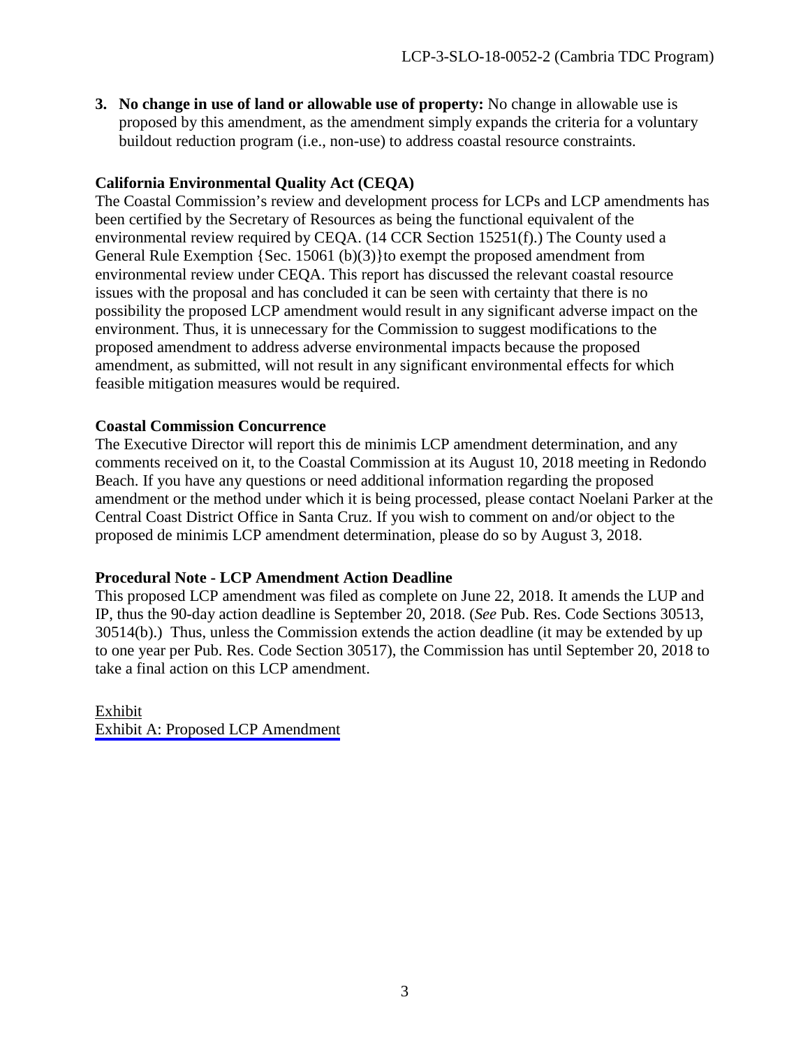3. **No change in use of land or allowable use of property:** No change in allowable use is proposed by this amendment, as the amendment simply expands the criteria for a voluntary buildout reduction program (i.e., non-use) to address coastal resource constraints.

**California Environmental Quality Act (CEQA)**

The Coastal Commission's review and development process for LCPs and LCP amendments has been certified by the Secretary of Resources as being the functional equivalent of the environmental review required by CEQA. (14 CCR Section 15251(f).) The County used a General Rule Exemption {Sec. 15061 (b)(3)}to exempt the proposed amendment from environmental review under CEQA. This report has discussed the relevant coastal resource issues with the proposal and has concluded it can be seen with certainty that there is no possibility the proposed LCP amendment would result in any significant adverse impact on the environment. Thus, it is unnecessary for the Commission to suggest modifications to the proposed amendment to address adverse environmental impacts because the proposed amendment, as submitted, will not result in any significant environmental effects for which feasible mitigation measures would be required.

**Coastal Commission Concurrence**

The Executive Director will report this de minimis LCP amendment determination, and any comments received on it, to the Coastal Commission at its August 10, 2018 meeting in Redondo Beach. If you have any questions or need additional information regarding the proposed amendment or the method under which it is being processed, please contact Noelani Parker at the Central Coast District Office in Santa Cruz. If you wish to comment on and/or object to the proposed de minimis LCP amendment determination, please do so by August 3, 2018.

**Procedural Note - LCP Amendment Action Deadline**

This proposed LCP amendment was filed as complete on June 22, 2018. It amends the LUP and IP, thus the 90-day action deadline is September 20, 2018. (*See* Pub. Res. Code Sections 30513, 30514(b).) Thus, unless the Commission extends the action deadline (it may be extended by up to one year per Pub. Res. Code Section 30517), the Commission has until September 20, 2018 to take a final action on this LCP amendment.

Exhibit

Exhibit A: Proposed LCP Amendment